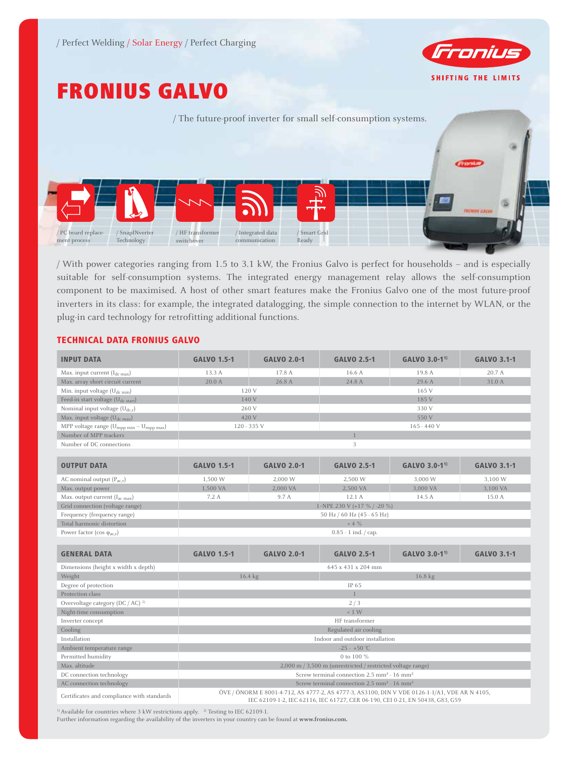/ Perfect Welding / Solar Energy / Perfect Charging

Fronius

SHIFTING THE LIMITS

# FRONIUS GALVO

/ The future-proof inverter for small self-consumption systems.

/ PC board replacement process / SnapINverter Technology / HF transformer switchover / Integrated data communication / Smart Grid Ready

/ With power categories ranging from 1.5 to 3.1 kW, the Fronius Galvo is perfect for households – and is especially suitable for self-consumption systems. The integrated energy management relay allows the self-consumption component to be maximised. A host of other smart features make the Fronius Galvo one of the most future-proof inverters in its class: for example, the integrated datalogging, the simple connection to the internet by WLAN, or the plug-in card technology for retrofitting additional functions.

## TECHNICAL DATA FRONIUS GALVO

| INPUT DATA | GALVO 1.5-1 | GALVO 2.0-1 | GALVO 2.5-1 | GALVO 3.0-1[1] | GALVO 3.1-1 |
|---|---|---|---|---|---|
| Max. input current ($I_{dc\ max}$) | 13.3 A | 17.8 A | 16.6 A | 19.8 A | 20.7 A |
| Max. array short circuit current | 20.0 A | 26.8 A | 24.8 A | 29.6 A | 31.0 A |
| Min. input voltage ($U_{dc\ min}$) | 120 V | | 165 V | | |
| Feed-in start voltage ($U_{dc\ start}$) | 140 V | | 185 V | | |
| Nominal input voltage ($U_{dc,r}$) | 260 V | | 330 V | | |
| Max. input voltage ($U_{dc\ max}$) | 420 V | | 550 V | | |
| MPP voltage range ($U_{mpp\ min}$ – $U_{mpp\ max}$) | 120 - 335 V | | 165 - 440 V | | |
| Number of MPP trackers | 1 | | | | |
| Number of DC connections | 3 | | | | |

| OUTPUT DATA | GALVO 1.5-1 | GALVO 2.0-1 | GALVO 2.5-1 | GALVO 3.0-1[1] | GALVO 3.1-1 |
|---|---|---|---|---|---|
| AC nominal output ($P_{ac,r}$) | 1,500 W | 2,000 W | 2,500 W | 3,000 W | 3,100 W |
| Max. output power | 1,500 VA | 2,000 VA | 2,500 VA | 3,000 VA | 3,100 VA |
| Max. output current ($I_{ac\ max}$) | 7.2 A | 9.7 A | 12.1 A | 14.5 A | 15.0 A |
| Grid connection (voltage range) | 1-NPE 230 V (+17 % / -20 %) | | | | |
| Frequency (frequency range) | 50 Hz / 60 Hz (45 - 65 Hz) | | | | |
| Total harmonic distortion | < 4 % | | | | |
| Power factor ($\cos \varphi_{ac,r}$) | 0.85 - 1 ind. / cap. | | | | |

| GENERAL DATA | GALVO 1.5-1 | GALVO 2.0-1 | GALVO 2.5-1 | GALVO 3.0-1[1] | GALVO 3.1-1 |
|---|---|---|---|---|---|
| Dimensions (height x width x depth) | 645 x 431 x 204 mm | | | | |
| Weight | 16.4 kg | | 16.8 kg | | |
| Degree of protection | IP 65 | | | | |
| Protection class | 1 | | | | |
| Overvoltage category (DC / AC) [2] | 2 / 3 | | | | |
| Night-time consumption | < 1 W | | | | |
| Inverter concept | HF transformer | | | | |
| Cooling | Regulated air cooling | | | | |
| Installation | Indoor and outdoor installation | | | | |
| Ambient temperature range | -25 - +50 °C | | | | |
| Permitted humidity | 0 to 100 % | | | | |
| Max. altitude | 2,000 m / 3,500 m (unrestricted / restricted voltage range) | | | | |
| DC connection technology | Screw terminal connection 2.5 mm² - 16 mm² | | | | |
| AC connection technology | Screw terminal connection 2.5 mm² - 16 mm² | | | | |
| Certificates and compliance with standards | ÖVE / ÖNORM E 8001-4-712, AS 4777-2, AS 4777-3, AS3100, DIN V VDE 0126-1-1/A1, VDE AR N 4105, IEC 62109-1-2, IEC 62116, IEC 61727, CER 06-190, CEI 0-21, EN 50438, G83, G59 | | | | |

[1] Available for countries where 3 kW restrictions apply. [2] Testing to IEC 62109-1.

Further information regarding the availability of the inverters in your country can be found at **www.fronius.com.**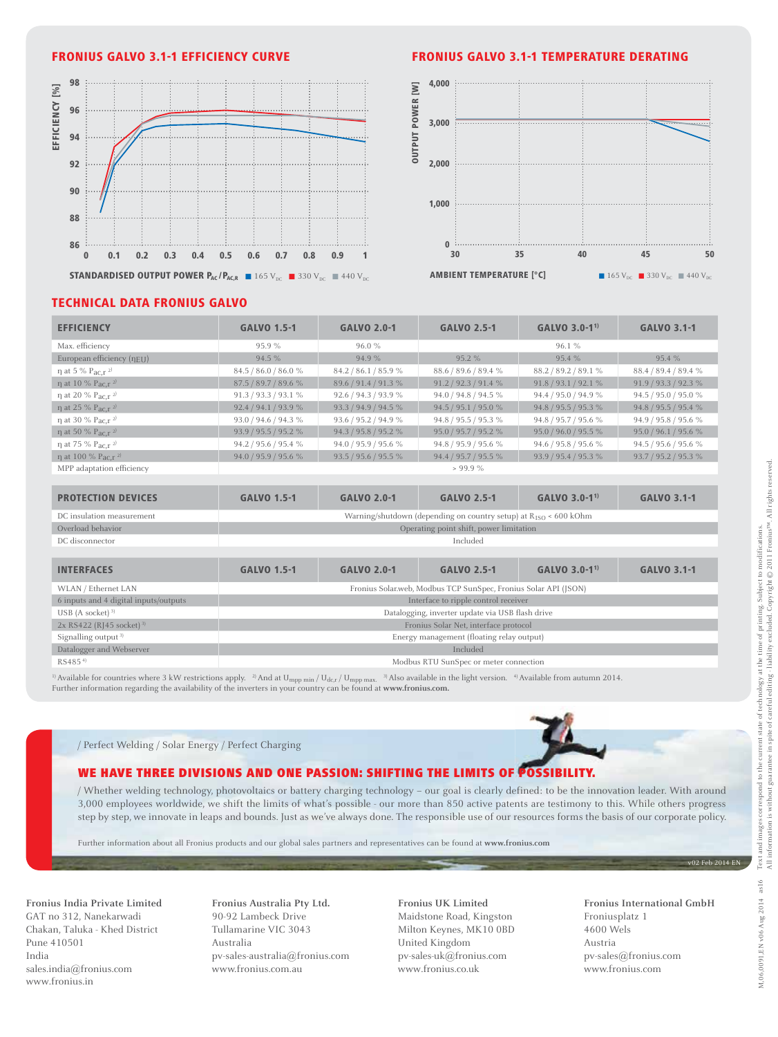## FRONIUS GALVO 3.1-1 EFFICIENCY CURVE

EFFICIENCY [%]

98
96
94
92
90
88
86

0 0.1 0.2 0.3 0.4 0.5 0.6 0.7 0.8 0.9 1

STANDARDISED OUTPUT POWER $P_{AC}/P_{AC,R}$ ■ 165 $V_{DC}$ ■ 330 $V_{DC}$ ■ 440 $V_{DC}$

## FRONIUS GALVO 3.1-1 TEMPERATURE DERATING

OUTPUT POWER [W]

4,000
3,000
2,000
1,000
0

30 35 40 45 50

AMBIENT TEMPERATURE [°C] ■ 165 $V_{DC}$ ■ 330 $V_{DC}$ ■ 440 $V_{DC}$

## TECHNICAL DATA FRONIUS GALVO

| EFFICIENCY | GALVO 1.5-1 | GALVO 2.0-1 | GALVO 2.5-1 | GALVO 3.0-1[1] | GALVO 3.1-1 |
|---|---|---|---|---|---|
| Max. efficiency | 95.9 % | 96.0 % | 96.1 % | | |
| European efficiency (ηEU) | 94.5 % | 94.9 % | 95.2 % | 95.4 % | 95.4 % |
| η at 5 % $P_{ac,r}$ [2] | 84.5 / 86.0 / 86.0 % | 84.2 / 86.1 / 85.9 % | 88.6 / 89.6 / 89.4 % | 88.2 / 89.2 / 89.1 % | 88.4 / 89.4 / 89.4 % |
| η at 10 % $P_{ac,r}$ [2] | 87.5 / 89.7 / 89.6 % | 89.6 / 91.4 / 91.3 % | 91.2 / 92.3 / 91.4 % | 91.8 / 93.1 / 92.1 % | 91.9 / 93.3 / 92.3 % |
| η at 20 % $P_{ac,r}$ [2] | 91.3 / 93.3 / 93.1 % | 92.6 / 94.3 / 93.9 % | 94.0 / 94.8 / 94.5 % | 94.4 / 95.0 / 94.9 % | 94.5 / 95.0 / 95.0 % |
| η at 25 % $P_{ac,r}$ [2] | 92.4 / 94.1 / 93.9 % | 93.3 / 94.9 / 94.5 % | 94.5 / 95.1 / 95.0 % | 94.8 / 95.5 / 95.3 % | 94.8 / 95.5 / 95.4 % |
| η at 30 % $P_{ac,r}$ [2] | 93.0 / 94.6 / 94.3 % | 93.6 / 95.2 / 94.9 % | 94.8 / 95.5 / 95.3 % | 94.8 / 95.7 / 95.6 % | 94.9 / 95.8 / 95.6 % |
| η at 50 % $P_{ac,r}$ [2] | 93.9 / 95.5 / 95.2 % | 94.3 / 95.8 / 95.2 % | 95.0 / 95.7 / 95.2 % | 95.0 / 96.0 / 95.5 % | 95.0 / 96.1 / 95.6 % |
| η at 75 % $P_{ac,r}$ [2] | 94.2 / 95.6 / 95.4 % | 94.0 / 95.9 / 95.6 % | 94.8 / 95.9 / 95.6 % | 94.6 / 95.8 / 95.6 % | 94.5 / 95.6 / 95.6 % |
| η at 100 % $P_{ac,r}$ [2] | 94.0 / 95.9 / 95.6 % | 93.5 / 95.6 / 95.5 % | 94.4 / 95.7 / 95.5 % | 93.9 / 95.4 / 95.3 % | 93.7 / 95.2 / 95.3 % |
| MPP adaptation efficiency | > 99.9 % | | | | |

| PROTECTION DEVICES | GALVO 1.5-1 | GALVO 2.0-1 | GALVO 2.5-1 | GALVO 3.0-1[1] | GALVO 3.1-1 |
|---|---|---|---|---|---|
| DC insulation measurement | Warning/shutdown (depending on country setup) at $R_{ISO}$ < 600 kOhm | | | | |
| Overload behavior | Operating point shift, power limitation | | | | |
| DC disconnector | Included | | | | |

| INTERFACES | GALVO 1.5-1 | GALVO 2.0-1 | GALVO 2.5-1 | GALVO 3.0-1[1] | GALVO 3.1-1 |
|---|---|---|---|---|---|
| WLAN / Ethernet LAN | Fronius Solar.web, Modbus TCP SunSpec, Fronius Solar API (JSON) | | | | |
| 6 inputs and 4 digital inputs/outputs | Interface to ripple control receiver | | | | |
| USB (A socket) [3] | Datalogging, inverter update via USB flash drive | | | | |
| 2x RS422 (RJ45 socket) [3] | Fronius Solar Net, interface protocol | | | | |
| Signalling output [3] | Energy management (floating relay output) | | | | |
| Datalogger and Webserver | Included | | | | |
| RS485 [4] | Modbus RTU SunSpec or meter connection | | | | |

[1] Available for countries where 3 kW restrictions apply. [2] And at $U_{mpp\ min}$ / $U_{dc,r}$ / $U_{mpp\ max}$. [3] Also available in the light version. [4] Available from autumn 2014.
Further information regarding the availability of the inverters in your country can be found at **www.fronius.com.**

/ Perfect Welding / Solar Energy / Perfect Charging

## WE HAVE THREE DIVISIONS AND ONE PASSION: SHIFTING THE LIMITS OF POSSIBILITY.

/ Whether welding technology, photovoltaics or battery charging technology – our goal is clearly defined: to be the innovation leader. With around 3,000 employees worldwide, we shift the limits of what's possible - our more than 850 active patents are testimony to this. While others progress step by step, we innovate in leaps and bounds. Just as we've always done. The responsible use of our resources forms the basis of our corporate policy.

Further information about all Fronius products and our global sales partners and representatives can be found at **www.fronius.com**

v02 Feb 2014 EN

**Fronius India Private Limited**
GAT no 312, Nanekarwadi
Chakan, Taluka - Khed District
Pune 410501
India
sales.india@fronius.com
www.fronius.in

**Fronius Australia Pty Ltd.**
90-92 Lambeck Drive
Tullamarine VIC 3043
Australia
pv-sales-australia@fronius.com
www.fronius.com.au

**Fronius UK Limited**
Maidstone Road, Kingston
Milton Keynes, MK10 0BD
United Kingdom
pv-sales-uk@fronius.com
www.fronius.co.uk

**Fronius International GmbH**
Froniusplatz 1
4600 Wels
Austria
pv-sales@fronius.com
www.fronius.com

Text and images correspond to the current state of technology at the time of printing. Subject to modifications.
All information is without guarantee in spite of careful editing - liability excluded. Copyright © 2011 Fronius™. All rights reserved.

M,06,0091,EN v06 Aug 2014 as16